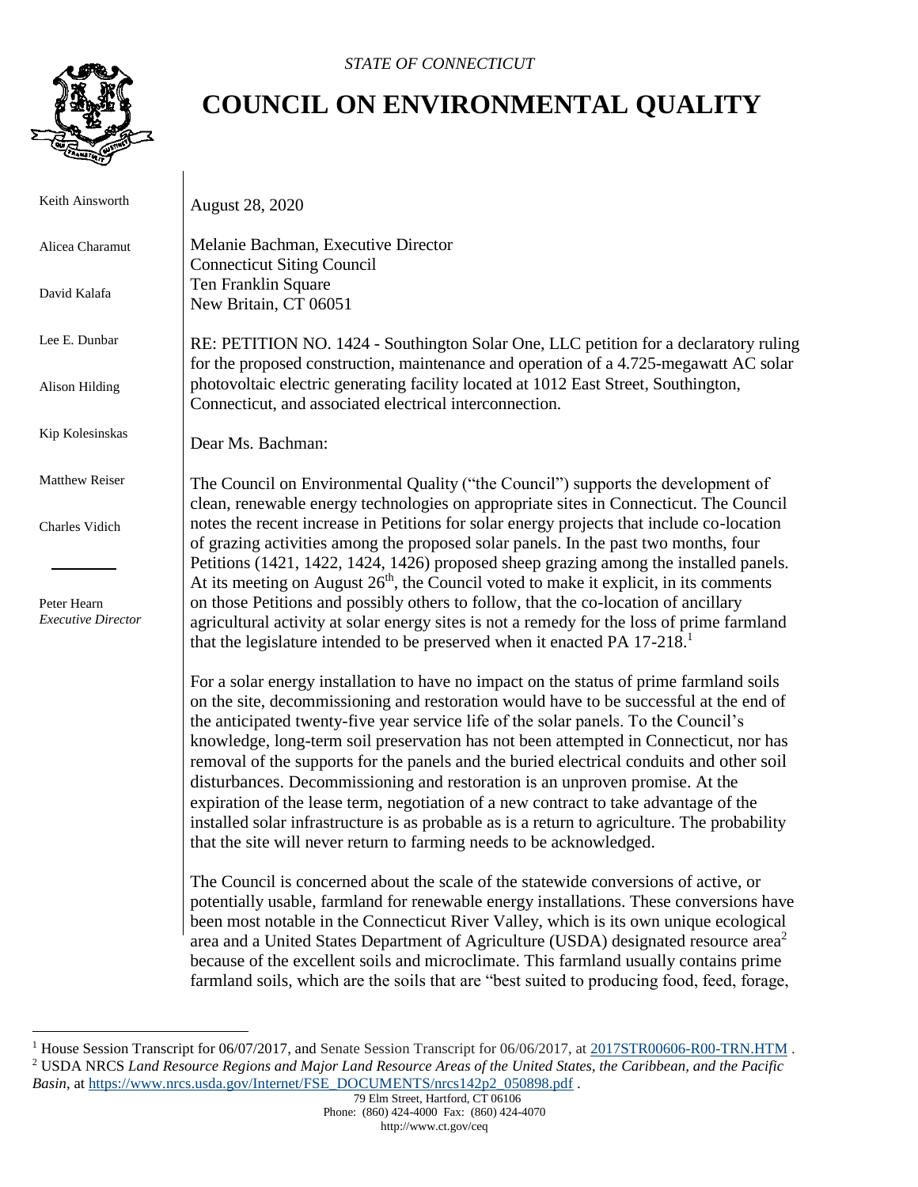*STATE OF CONNECTICUT*

# COUNCIL ON ENVIRONMENTAL QUALITY

Keith Ainsworth

Alicea Charamut

David Kalafa

Lee E. Dunbar

Alison Hilding

Kip Kolesinskas

Matthew Reiser

Charles Vidich

Peter Hearn
*Executive Director*

August 28, 2020

Melanie Bachman, Executive Director
Connecticut Siting Council
Ten Franklin Square
New Britain, CT 06051

RE: PETITION NO. 1424 - Southington Solar One, LLC petition for a declaratory ruling for the proposed construction, maintenance and operation of a 4.725-megawatt AC solar photovoltaic electric generating facility located at 1012 East Street, Southington, Connecticut, and associated electrical interconnection.

Dear Ms. Bachman:

The Council on Environmental Quality ("the Council") supports the development of clean, renewable energy technologies on appropriate sites in Connecticut. The Council notes the recent increase in Petitions for solar energy projects that include co-location of grazing activities among the proposed solar panels. In the past two months, four Petitions (1421, 1422, 1424, 1426) proposed sheep grazing among the installed panels. At its meeting on August 26th, the Council voted to make it explicit, in its comments on those Petitions and possibly others to follow, that the co-location of ancillary agricultural activity at solar energy sites is not a remedy for the loss of prime farmland that the legislature intended to be preserved when it enacted PA 17-218.[1]

For a solar energy installation to have no impact on the status of prime farmland soils on the site, decommissioning and restoration would have to be successful at the end of the anticipated twenty-five year service life of the solar panels. To the Council's knowledge, long-term soil preservation has not been attempted in Connecticut, nor has removal of the supports for the panels and the buried electrical conduits and other soil disturbances. Decommissioning and restoration is an unproven promise. At the expiration of the lease term, negotiation of a new contract to take advantage of the installed solar infrastructure is as probable as is a return to agriculture. The probability that the site will never return to farming needs to be acknowledged.

The Council is concerned about the scale of the statewide conversions of active, or potentially usable, farmland for renewable energy installations. These conversions have been most notable in the Connecticut River Valley, which is its own unique ecological area and a United States Department of Agriculture (USDA) designated resource area[2] because of the excellent soils and microclimate. This farmland usually contains prime farmland soils, which are the soils that are "best suited to producing food, feed, forage,

---

[1] House Session Transcript for 06/07/2017, and Senate Session Transcript for 06/06/2017, at 2017STR00606-R00-TRN.HTM .

[2] USDA NRCS *Land Resource Regions and Major Land Resource Areas of the United States, the Caribbean, and the Pacific Basin*, at https://www.nrcs.usda.gov/Internet/FSE_DOCUMENTS/nrcs142p2_050898.pdf .

79 Elm Street, Hartford, CT 06106
Phone: (860) 424-4000 Fax: (860) 424-4070
http://www.ct.gov/ceq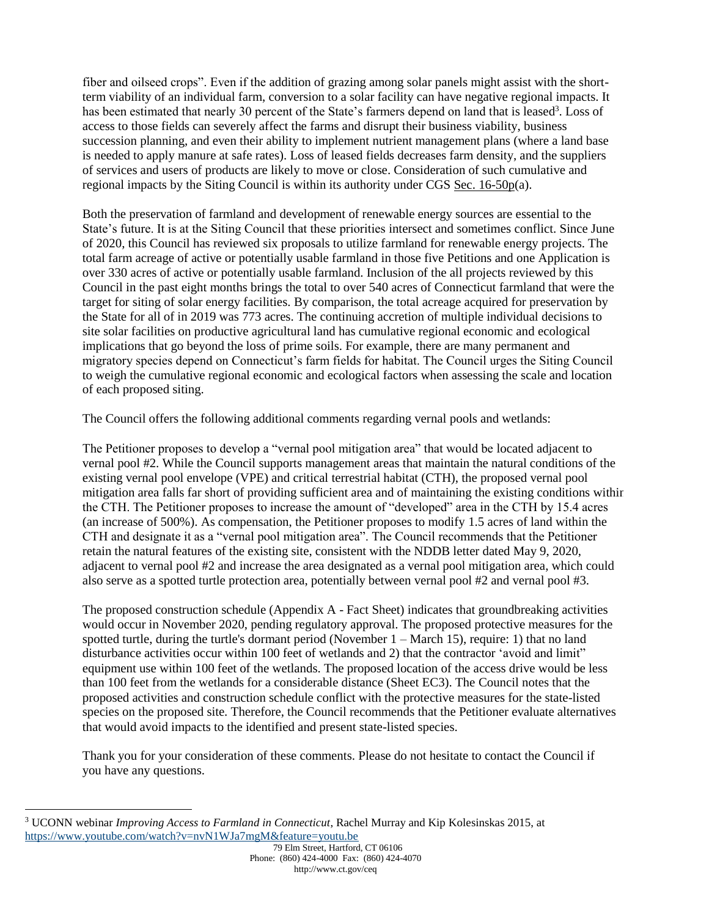fiber and oilseed crops". Even if the addition of grazing among solar panels might assist with the short-term viability of an individual farm, conversion to a solar facility can have negative regional impacts. It has been estimated that nearly 30 percent of the State's farmers depend on land that is leased[3]. Loss of access to those fields can severely affect the farms and disrupt their business viability, business succession planning, and even their ability to implement nutrient management plans (where a land base is needed to apply manure at safe rates). Loss of leased fields decreases farm density, and the suppliers of services and users of products are likely to move or close. Consideration of such cumulative and regional impacts by the Siting Council is within its authority under CGS Sec. 16-50p(a).

Both the preservation of farmland and development of renewable energy sources are essential to the State's future. It is at the Siting Council that these priorities intersect and sometimes conflict. Since June of 2020, this Council has reviewed six proposals to utilize farmland for renewable energy projects. The total farm acreage of active or potentially usable farmland in those five Petitions and one Application is over 330 acres of active or potentially usable farmland. Inclusion of the all projects reviewed by this Council in the past eight months brings the total to over 540 acres of Connecticut farmland that were the target for siting of solar energy facilities. By comparison, the total acreage acquired for preservation by the State for all of in 2019 was 773 acres. The continuing accretion of multiple individual decisions to site solar facilities on productive agricultural land has cumulative regional economic and ecological implications that go beyond the loss of prime soils. For example, there are many permanent and migratory species depend on Connecticut's farm fields for habitat. The Council urges the Siting Council to weigh the cumulative regional economic and ecological factors when assessing the scale and location of each proposed siting.

The Council offers the following additional comments regarding vernal pools and wetlands:

The Petitioner proposes to develop a "vernal pool mitigation area" that would be located adjacent to vernal pool #2. While the Council supports management areas that maintain the natural conditions of the existing vernal pool envelope (VPE) and critical terrestrial habitat (CTH), the proposed vernal pool mitigation area falls far short of providing sufficient area and of maintaining the existing conditions within the CTH. The Petitioner proposes to increase the amount of "developed" area in the CTH by 15.4 acres (an increase of 500%). As compensation, the Petitioner proposes to modify 1.5 acres of land within the CTH and designate it as a "vernal pool mitigation area". The Council recommends that the Petitioner retain the natural features of the existing site, consistent with the NDDB letter dated May 9, 2020, adjacent to vernal pool #2 and increase the area designated as a vernal pool mitigation area, which could also serve as a spotted turtle protection area, potentially between vernal pool #2 and vernal pool #3.

The proposed construction schedule (Appendix A - Fact Sheet) indicates that groundbreaking activities would occur in November 2020, pending regulatory approval. The proposed protective measures for the spotted turtle, during the turtle's dormant period (November 1 – March 15), require: 1) that no land disturbance activities occur within 100 feet of wetlands and 2) that the contractor 'avoid and limit" equipment use within 100 feet of the wetlands. The proposed location of the access drive would be less than 100 feet from the wetlands for a considerable distance (Sheet EC3). The Council notes that the proposed activities and construction schedule conflict with the protective measures for the state-listed species on the proposed site. Therefore, the Council recommends that the Petitioner evaluate alternatives that would avoid impacts to the identified and present state-listed species.

Thank you for your consideration of these comments. Please do not hesitate to contact the Council if you have any questions.

---

[3] UCONN webinar *Improving Access to Farmland in Connecticut*, Rachel Murray and Kip Kolesinskas 2015, at https://www.youtube.com/watch?v=nvN1WJa7mgM&feature=youtu.be

79 Elm Street, Hartford, CT 06106
Phone: (860) 424-4000 Fax: (860) 424-4070
http://www.ct.gov/ceq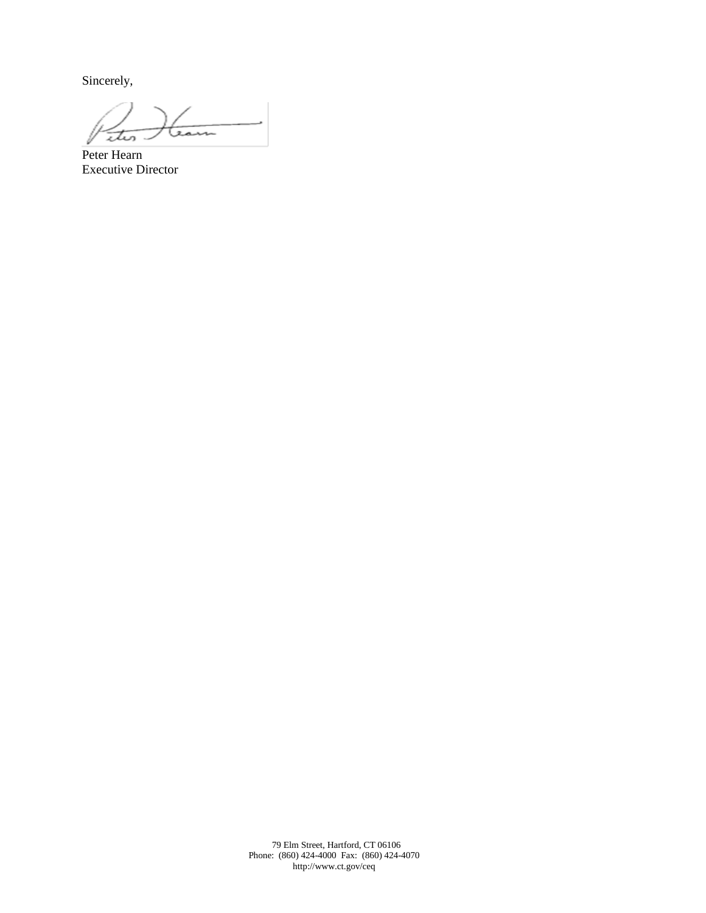Sincerely,

Peter Hearn
Executive Director

79 Elm Street, Hartford, CT 06106
Phone: (860) 424-4000 Fax: (860) 424-4070
http://www.ct.gov/ceq